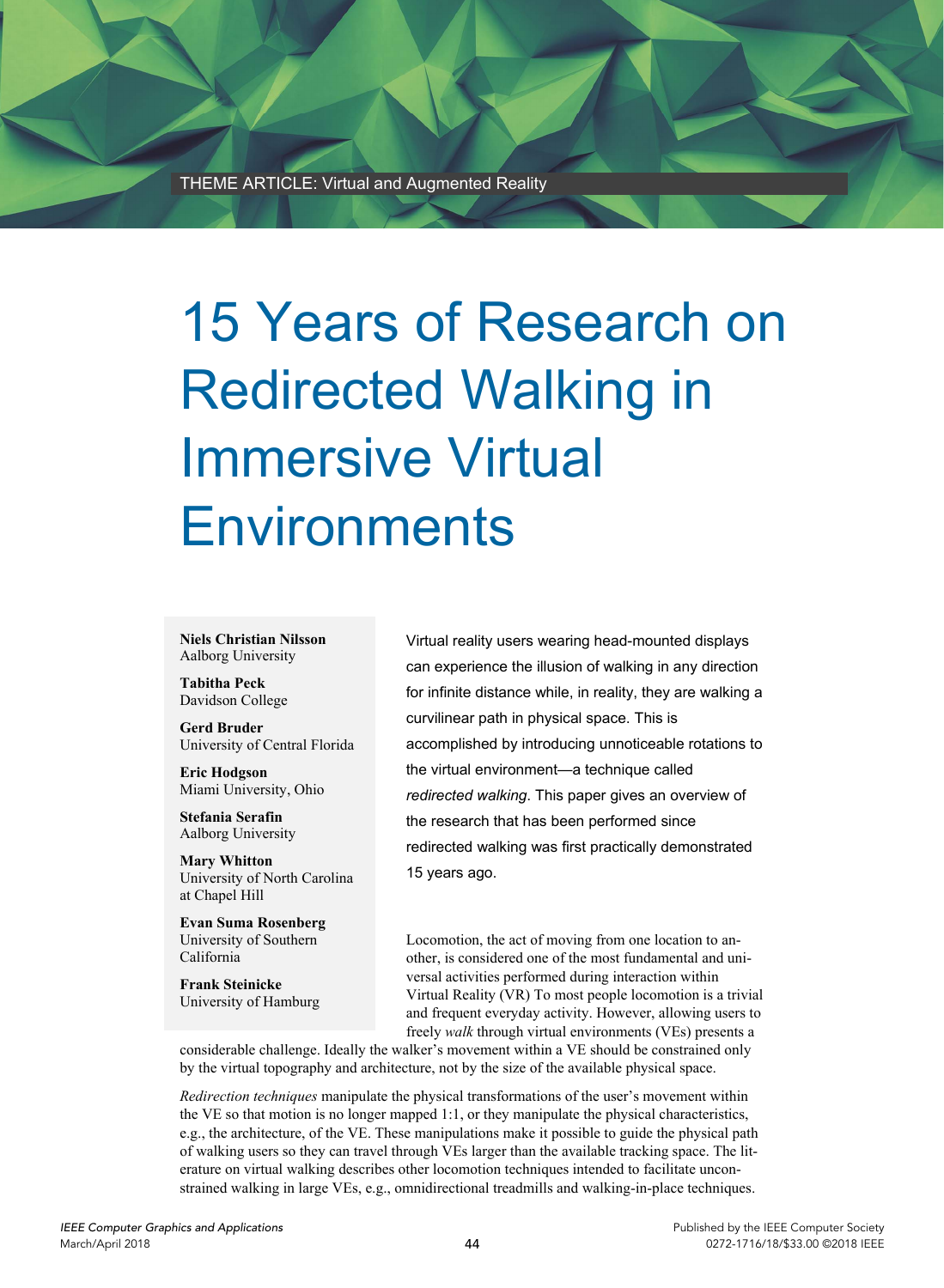THEME ARTICLE: Virtual and Augmented Reality

# 15 Years of Research on Redirected Walking in Immersive Virtual Environments

**Niels Christian Nilsson**
Aalborg University

**Tabitha Peck**
Davidson College

**Gerd Bruder**
University of Central Florida

**Eric Hodgson**
Miami University, Ohio

**Stefania Serafin**
Aalborg University

**Mary Whitton**
University of North Carolina at Chapel Hill

**Evan Suma Rosenberg**
University of Southern California

**Frank Steinicke**
University of Hamburg

Virtual reality users wearing head-mounted displays can experience the illusion of walking in any direction for infinite distance while, in reality, they are walking a curvilinear path in physical space. This is accomplished by introducing unnoticeable rotations to the virtual environment—a technique called *redirected walking*. This paper gives an overview of the research that has been performed since redirected walking was first practically demonstrated 15 years ago.

Locomotion, the act of moving from one location to another, is considered one of the most fundamental and universal activities performed during interaction within Virtual Reality (VR) To most people locomotion is a trivial and frequent everyday activity. However, allowing users to freely *walk* through virtual environments (VEs) presents a considerable challenge. Ideally the walker's movement within a VE should be constrained only by the virtual topography and architecture, not by the size of the available physical space.

*Redirection techniques* manipulate the physical transformations of the user's movement within the VE so that motion is no longer mapped 1:1, or they manipulate the physical characteristics, e.g., the architecture, of the VE. These manipulations make it possible to guide the physical path of walking users so they can travel through VEs larger than the available tracking space. The literature on virtual walking describes other locomotion techniques intended to facilitate unconstrained walking in large VEs, e.g., omnidirectional treadmills and walking-in-place techniques.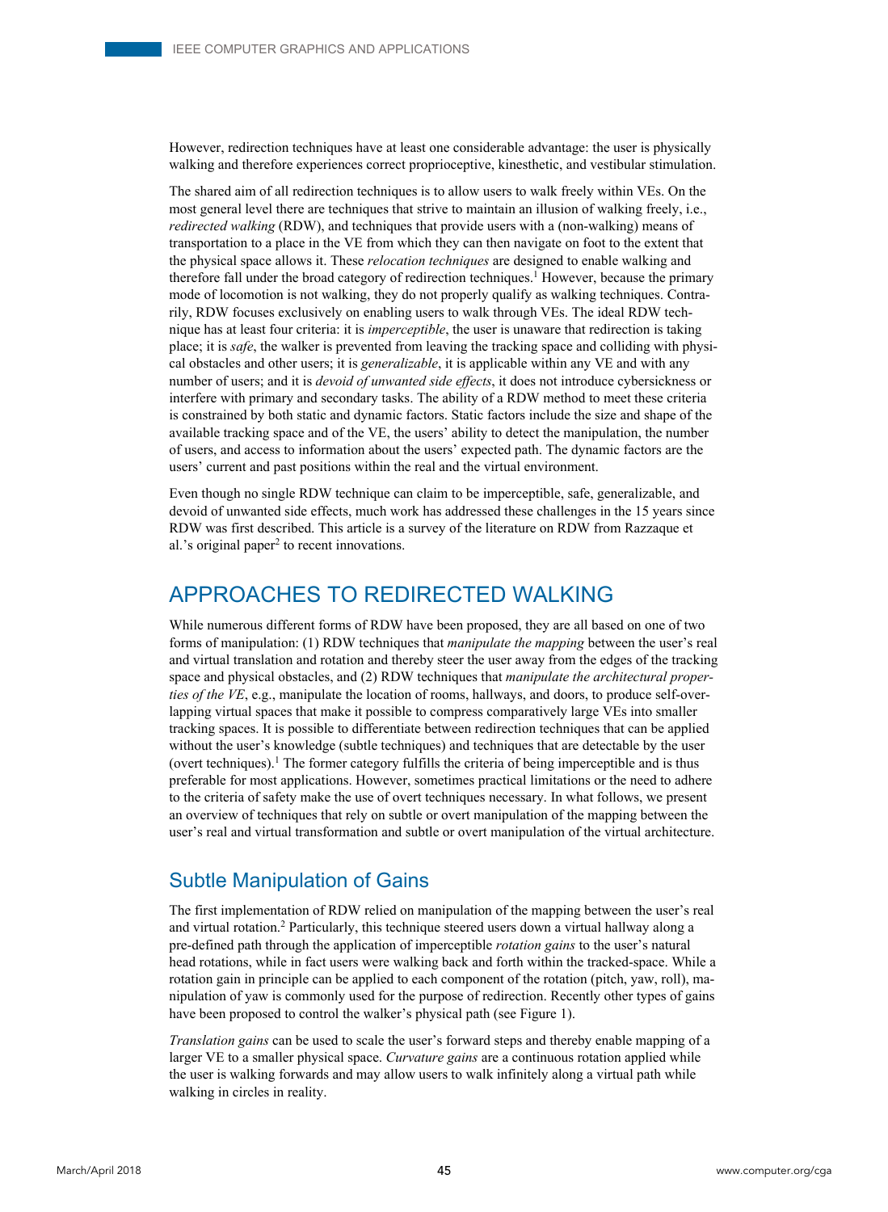However, redirection techniques have at least one considerable advantage: the user is physically walking and therefore experiences correct proprioceptive, kinesthetic, and vestibular stimulation.

The shared aim of all redirection techniques is to allow users to walk freely within VEs. On the most general level there are techniques that strive to maintain an illusion of walking freely, i.e., *redirected walking* (RDW), and techniques that provide users with a (non-walking) means of transportation to a place in the VE from which they can then navigate on foot to the extent that the physical space allows it. These *relocation techniques* are designed to enable walking and therefore fall under the broad category of redirection techniques.[1] However, because the primary mode of locomotion is not walking, they do not properly qualify as walking techniques. Contrarily, RDW focuses exclusively on enabling users to walk through VEs. The ideal RDW technique has at least four criteria: it is *imperceptible*, the user is unaware that redirection is taking place; it is *safe*, the walker is prevented from leaving the tracking space and colliding with physical obstacles and other users; it is *generalizable*, it is applicable within any VE and with any number of users; and it is *devoid of unwanted side effects*, it does not introduce cybersickness or interfere with primary and secondary tasks. The ability of a RDW method to meet these criteria is constrained by both static and dynamic factors. Static factors include the size and shape of the available tracking space and of the VE, the users' ability to detect the manipulation, the number of users, and access to information about the users' expected path. The dynamic factors are the users' current and past positions within the real and the virtual environment.

Even though no single RDW technique can claim to be imperceptible, safe, generalizable, and devoid of unwanted side effects, much work has addressed these challenges in the 15 years since RDW was first described. This article is a survey of the literature on RDW from Razzaque et al.'s original paper[2] to recent innovations.

## APPROACHES TO REDIRECTED WALKING

While numerous different forms of RDW have been proposed, they are all based on one of two forms of manipulation: (1) RDW techniques that *manipulate the mapping* between the user's real and virtual translation and rotation and thereby steer the user away from the edges of the tracking space and physical obstacles, and (2) RDW techniques that *manipulate the architectural properties of the VE*, e.g., manipulate the location of rooms, hallways, and doors, to produce self-overlapping virtual spaces that make it possible to compress comparatively large VEs into smaller tracking spaces. It is possible to differentiate between redirection techniques that can be applied without the user's knowledge (subtle techniques) and techniques that are detectable by the user (overt techniques).[1] The former category fulfills the criteria of being imperceptible and is thus preferable for most applications. However, sometimes practical limitations or the need to adhere to the criteria of safety make the use of overt techniques necessary. In what follows, we present an overview of techniques that rely on subtle or overt manipulation of the mapping between the user's real and virtual transformation and subtle or overt manipulation of the virtual architecture.

### Subtle Manipulation of Gains

The first implementation of RDW relied on manipulation of the mapping between the user's real and virtual rotation.[2] Particularly, this technique steered users down a virtual hallway along a pre-defined path through the application of imperceptible *rotation gains* to the user's natural head rotations, while in fact users were walking back and forth within the tracked-space. While a rotation gain in principle can be applied to each component of the rotation (pitch, yaw, roll), manipulation of yaw is commonly used for the purpose of redirection. Recently other types of gains have been proposed to control the walker's physical path (see Figure 1).

*Translation gains* can be used to scale the user's forward steps and thereby enable mapping of a larger VE to a smaller physical space. *Curvature gains* are a continuous rotation applied while the user is walking forwards and may allow users to walk infinitely along a virtual path while walking in circles in reality.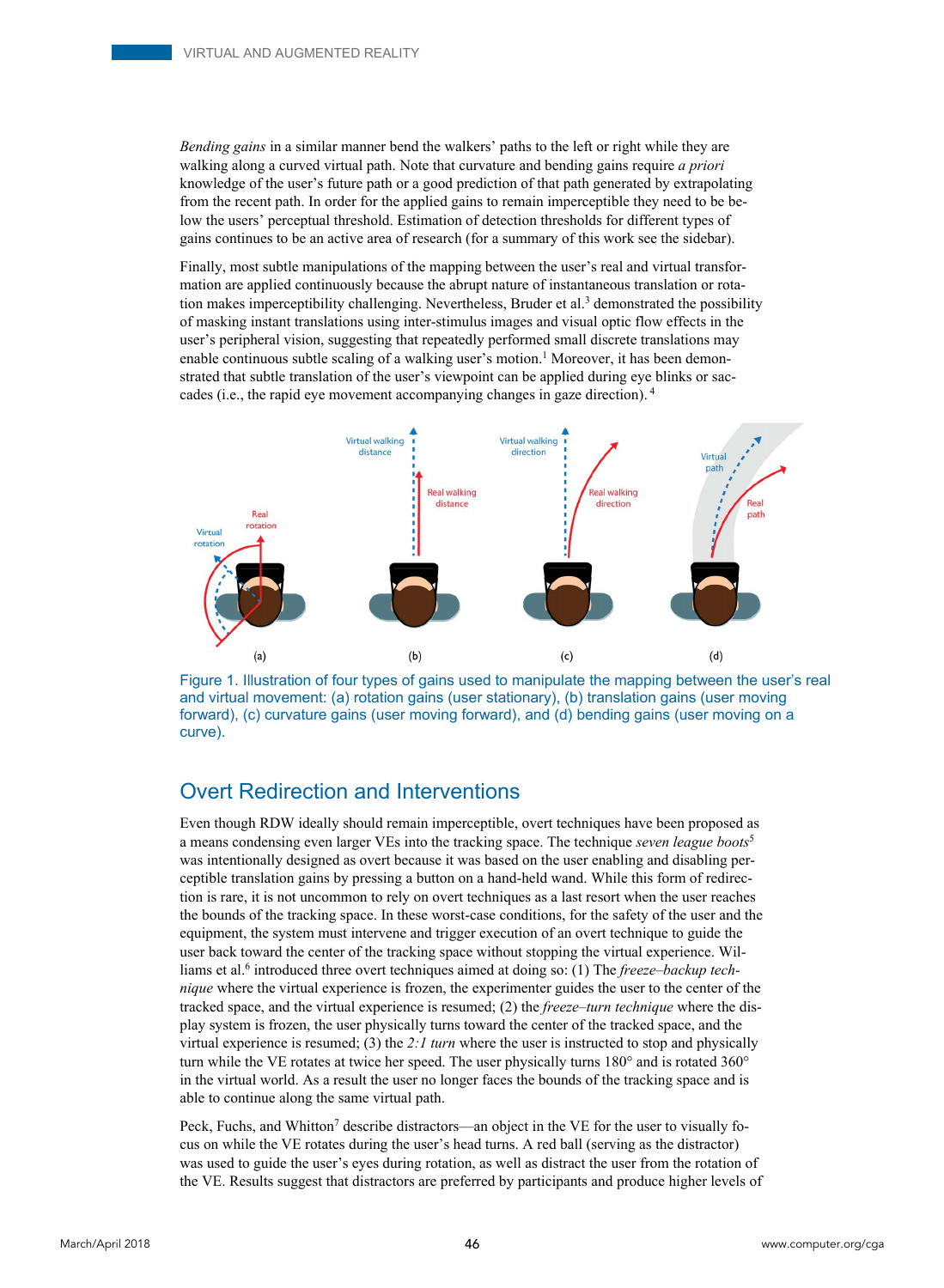*Bending gains* in a similar manner bend the walkers' paths to the left or right while they are walking along a curved virtual path. Note that curvature and bending gains require *a priori* knowledge of the user's future path or a good prediction of that path generated by extrapolating from the recent path. In order for the applied gains to remain imperceptible they need to be below the users' perceptual threshold. Estimation of detection thresholds for different types of gains continues to be an active area of research (for a summary of this work see the sidebar).

Finally, most subtle manipulations of the mapping between the user's real and virtual transformation are applied continuously because the abrupt nature of instantaneous translation or rotation makes imperceptibility challenging. Nevertheless, Bruder et al.[3] demonstrated the possibility of masking instant translations using inter-stimulus images and visual optic flow effects in the user's peripheral vision, suggesting that repeatedly performed small discrete translations may enable continuous subtle scaling of a walking user's motion.[1] Moreover, it has been demonstrated that subtle translation of the user's viewpoint can be applied during eye blinks or saccades (i.e., the rapid eye movement accompanying changes in gaze direction).[4]

Figure 1. Illustration of four types of gains used to manipulate the mapping between the user's real and virtual movement: (a) rotation gains (user stationary), (b) translation gains (user moving forward), (c) curvature gains (user moving forward), and (d) bending gains (user moving on a curve).

## Overt Redirection and Interventions

Even though RDW ideally should remain imperceptible, overt techniques have been proposed as a means condensing even larger VEs into the tracking space. The technique *seven league boots*[5] was intentionally designed as overt because it was based on the user enabling and disabling perceptible translation gains by pressing a button on a hand-held wand. While this form of redirection is rare, it is not uncommon to rely on overt techniques as a last resort when the user reaches the bounds of the tracking space. In these worst-case conditions, for the safety of the user and the equipment, the system must intervene and trigger execution of an overt technique to guide the user back toward the center of the tracking space without stopping the virtual experience. Williams et al.[6] introduced three overt techniques aimed at doing so: (1) The *freeze–backup technique* where the virtual experience is frozen, the experimenter guides the user to the center of the tracked space, and the virtual experience is resumed; (2) the *freeze–turn technique* where the display system is frozen, the user physically turns toward the center of the tracked space, and the virtual experience is resumed; (3) the *2:1 turn* where the user is instructed to stop and physically turn while the VE rotates at twice her speed. The user physically turns 180° and is rotated 360° in the virtual world. As a result the user no longer faces the bounds of the tracking space and is able to continue along the same virtual path.

Peck, Fuchs, and Whitton[7] describe distractors—an object in the VE for the user to visually focus on while the VE rotates during the user's head turns. A red ball (serving as the distractor) was used to guide the user's eyes during rotation, as well as distract the user from the rotation of the VE. Results suggest that distractors are preferred by participants and produce higher levels of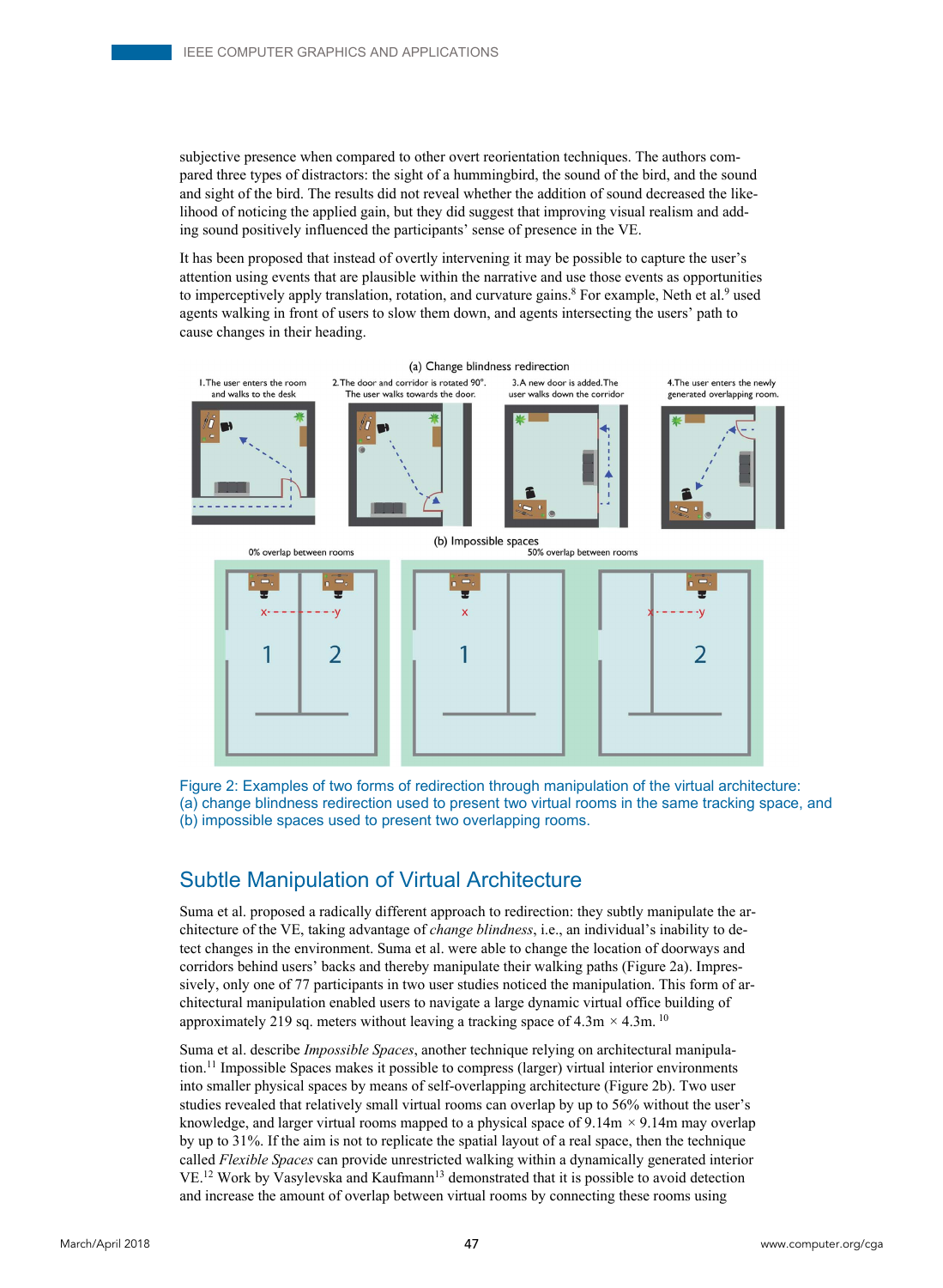subjective presence when compared to other overt reorientation techniques. The authors compared three types of distractors: the sight of a hummingbird, the sound of the bird, and the sound and sight of the bird. The results did not reveal whether the addition of sound decreased the likelihood of noticing the applied gain, but they did suggest that improving visual realism and adding sound positively influenced the participants' sense of presence in the VE.

It has been proposed that instead of overtly intervening it may be possible to capture the user's attention using events that are plausible within the narrative and use those events as opportunities to imperceptively apply translation, rotation, and curvature gains.[8] For example, Neth et al.[9] used agents walking in front of users to slow them down, and agents intersecting the users' path to cause changes in their heading.

Figure 2: Examples of two forms of redirection through manipulation of the virtual architecture: (a) change blindness redirection used to present two virtual rooms in the same tracking space, and (b) impossible spaces used to present two overlapping rooms.

## Subtle Manipulation of Virtual Architecture

Suma et al. proposed a radically different approach to redirection: they subtly manipulate the architecture of the VE, taking advantage of *change blindness*, i.e., an individual's inability to detect changes in the environment. Suma et al. were able to change the location of doorways and corridors behind users' backs and thereby manipulate their walking paths (Figure 2a). Impressively, only one of 77 participants in two user studies noticed the manipulation. This form of architectural manipulation enabled users to navigate a large dynamic virtual office building of approximately 219 sq. meters without leaving a tracking space of 4.3m × 4.3m.[10]

Suma et al. describe *Impossible Spaces*, another technique relying on architectural manipulation.[11] Impossible Spaces makes it possible to compress (larger) virtual interior environments into smaller physical spaces by means of self-overlapping architecture (Figure 2b). Two user studies revealed that relatively small virtual rooms can overlap by up to 56% without the user's knowledge, and larger virtual rooms mapped to a physical space of 9.14m × 9.14m may overlap by up to 31%. If the aim is not to replicate the spatial layout of a real space, then the technique called *Flexible Spaces* can provide unrestricted walking within a dynamically generated interior VE.[12] Work by Vasylevska and Kaufmann[13] demonstrated that it is possible to avoid detection and increase the amount of overlap between virtual rooms by connecting these rooms using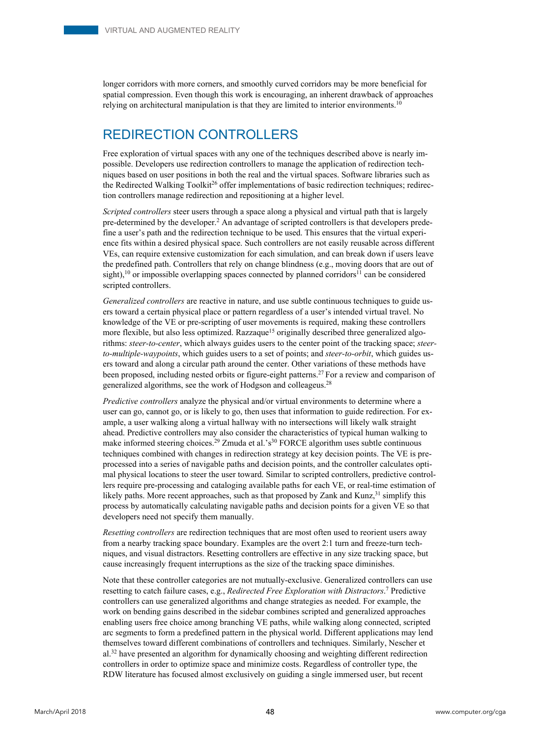longer corridors with more corners, and smoothly curved corridors may be more beneficial for spatial compression. Even though this work is encouraging, an inherent drawback of approaches relying on architectural manipulation is that they are limited to interior environments.[10]

## REDIRECTION CONTROLLERS

Free exploration of virtual spaces with any one of the techniques described above is nearly impossible. Developers use redirection controllers to manage the application of redirection techniques based on user positions in both the real and the virtual spaces. Software libraries such as the Redirected Walking Toolkit[26] offer implementations of basic redirection techniques; redirection controllers manage redirection and repositioning at a higher level.

*Scripted controllers* steer users through a space along a physical and virtual path that is largely pre-determined by the developer.[2] An advantage of scripted controllers is that developers predefine a user's path and the redirection technique to be used. This ensures that the virtual experience fits within a desired physical space. Such controllers are not easily reusable across different VEs, can require extensive customization for each simulation, and can break down if users leave the predefined path. Controllers that rely on change blindness (e.g., moving doors that are out of sight),[10] or impossible overlapping spaces connected by planned corridors[11] can be considered scripted controllers.

*Generalized controllers* are reactive in nature, and use subtle continuous techniques to guide users toward a certain physical place or pattern regardless of a user's intended virtual travel. No knowledge of the VE or pre-scripting of user movements is required, making these controllers more flexible, but also less optimized. Razzaque[15] originally described three generalized algorithms: *steer-to-center*, which always guides users to the center point of the tracking space; *steer-to-multiple-waypoints*, which guides users to a set of points; and *steer-to-orbit*, which guides users toward and along a circular path around the center. Other variations of these methods have been proposed, including nested orbits or figure-eight patterns.[27] For a review and comparison of generalized algorithms, see the work of Hodgson and colleagues.[28]

*Predictive controllers* analyze the physical and/or virtual environments to determine where a user can go, cannot go, or is likely to go, then uses that information to guide redirection. For example, a user walking along a virtual hallway with no intersections will likely walk straight ahead. Predictive controllers may also consider the characteristics of typical human walking to make informed steering choices.[29] Zmuda et al.'s[30] FORCE algorithm uses subtle continuous techniques combined with changes in redirection strategy at key decision points. The VE is preprocessed into a series of navigable paths and decision points, and the controller calculates optimal physical locations to steer the user toward. Similar to scripted controllers, predictive controllers require pre-processing and cataloging available paths for each VE, or real-time estimation of likely paths. More recent approaches, such as that proposed by Zank and Kunz,[31] simplify this process by automatically calculating navigable paths and decision points for a given VE so that developers need not specify them manually.

*Resetting controllers* are redirection techniques that are most often used to reorient users away from a nearby tracking space boundary. Examples are the overt 2:1 turn and freeze-turn techniques, and visual distractors. Resetting controllers are effective in any size tracking space, but cause increasingly frequent interruptions as the size of the tracking space diminishes.

Note that these controller categories are not mutually-exclusive. Generalized controllers can use resetting to catch failure cases, e.g., *Redirected Free Exploration with Distractors*.[7] Predictive controllers can use generalized algorithms and change strategies as needed. For example, the work on bending gains described in the sidebar combines scripted and generalized approaches enabling users free choice among branching VE paths, while walking along connected, scripted arc segments to form a predefined pattern in the physical world. Different applications may lend themselves toward different combinations of controllers and techniques. Similarly, Nescher et al.[32] have presented an algorithm for dynamically choosing and weighting different redirection controllers in order to optimize space and minimize costs. Regardless of controller type, the RDW literature has focused almost exclusively on guiding a single immersed user, but recent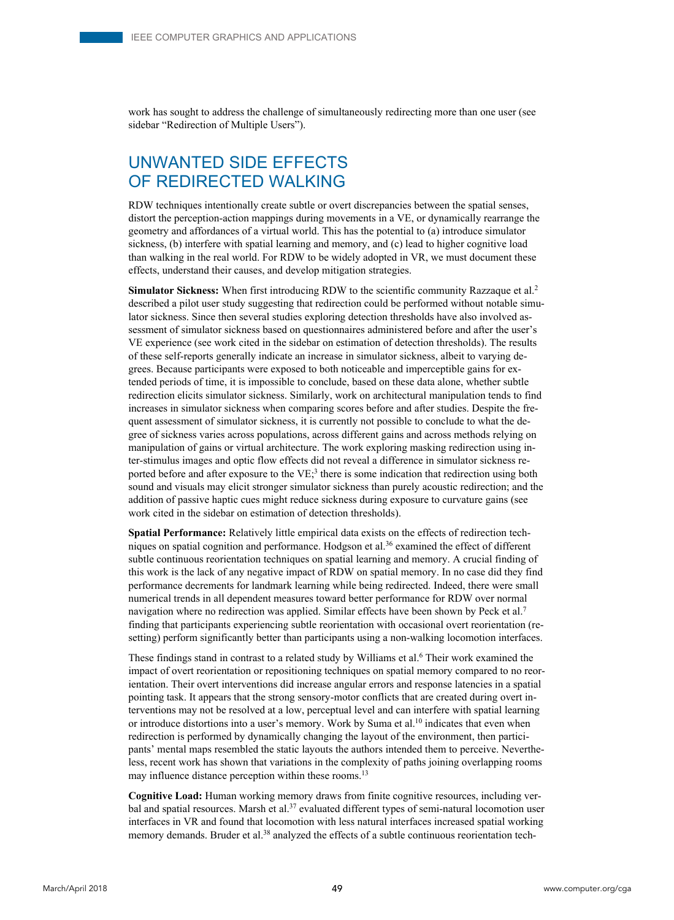work has sought to address the challenge of simultaneously redirecting more than one user (see sidebar "Redirection of Multiple Users").

## UNWANTED SIDE EFFECTS OF REDIRECTED WALKING

RDW techniques intentionally create subtle or overt discrepancies between the spatial senses, distort the perception-action mappings during movements in a VE, or dynamically rearrange the geometry and affordances of a virtual world. This has the potential to (a) introduce simulator sickness, (b) interfere with spatial learning and memory, and (c) lead to higher cognitive load than walking in the real world. For RDW to be widely adopted in VR, we must document these effects, understand their causes, and develop mitigation strategies.

**Simulator Sickness:** When first introducing RDW to the scientific community Razzaque et al.[2] described a pilot user study suggesting that redirection could be performed without notable simulator sickness. Since then several studies exploring detection thresholds have also involved assessment of simulator sickness based on questionnaires administered before and after the user's VE experience (see work cited in the sidebar on estimation of detection thresholds). The results of these self-reports generally indicate an increase in simulator sickness, albeit to varying degrees. Because participants were exposed to both noticeable and imperceptible gains for extended periods of time, it is impossible to conclude, based on these data alone, whether subtle redirection elicits simulator sickness. Similarly, work on architectural manipulation tends to find increases in simulator sickness when comparing scores before and after studies. Despite the frequent assessment of simulator sickness, it is currently not possible to conclude to what the degree of sickness varies across populations, across different gains and across methods relying on manipulation of gains or virtual architecture. The work exploring masking redirection using inter-stimulus images and optic flow effects did not reveal a difference in simulator sickness reported before and after exposure to the VE;[3] there is some indication that redirection using both sound and visuals may elicit stronger simulator sickness than purely acoustic redirection; and the addition of passive haptic cues might reduce sickness during exposure to curvature gains (see work cited in the sidebar on estimation of detection thresholds).

**Spatial Performance:** Relatively little empirical data exists on the effects of redirection techniques on spatial cognition and performance. Hodgson et al.[36] examined the effect of different subtle continuous reorientation techniques on spatial learning and memory. A crucial finding of this work is the lack of any negative impact of RDW on spatial memory. In no case did they find performance decrements for landmark learning while being redirected. Indeed, there were small numerical trends in all dependent measures toward better performance for RDW over normal navigation where no redirection was applied. Similar effects have been shown by Peck et al.[7] finding that participants experiencing subtle reorientation with occasional overt reorientation (resetting) perform significantly better than participants using a non-walking locomotion interfaces.

These findings stand in contrast to a related study by Williams et al.[6] Their work examined the impact of overt reorientation or repositioning techniques on spatial memory compared to no reorientation. Their overt interventions did increase angular errors and response latencies in a spatial pointing task. It appears that the strong sensory-motor conflicts that are created during overt interventions may not be resolved at a low, perceptual level and can interfere with spatial learning or introduce distortions into a user's memory. Work by Suma et al.[10] indicates that even when redirection is performed by dynamically changing the layout of the environment, then participants' mental maps resembled the static layouts the authors intended them to perceive. Nevertheless, recent work has shown that variations in the complexity of paths joining overlapping rooms may influence distance perception within these rooms.[13]

**Cognitive Load:** Human working memory draws from finite cognitive resources, including verbal and spatial resources. Marsh et al.[37] evaluated different types of semi-natural locomotion user interfaces in VR and found that locomotion with less natural interfaces increased spatial working memory demands. Bruder et al.[38] analyzed the effects of a subtle continuous reorientation tech-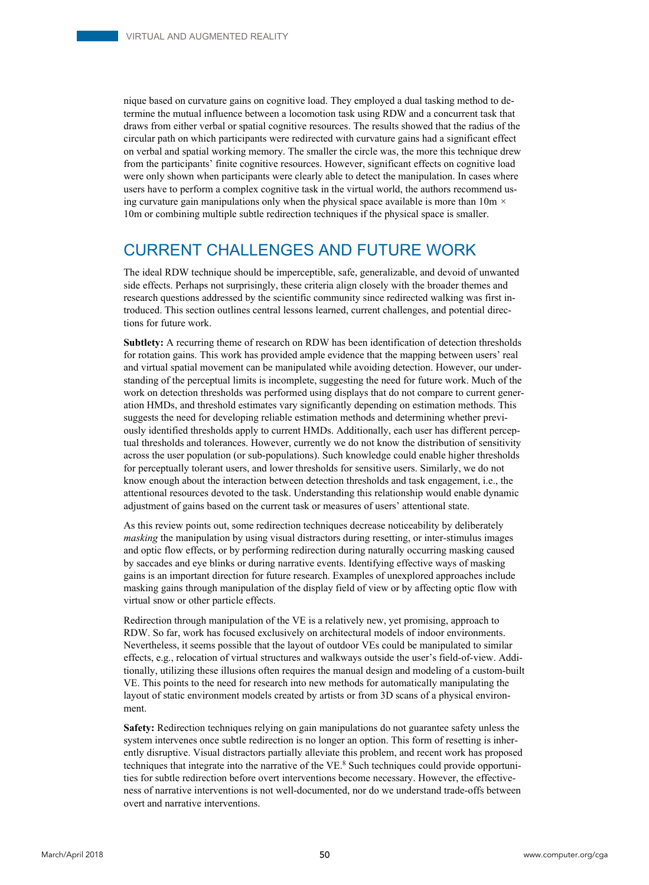nique based on curvature gains on cognitive load. They employed a dual tasking method to determine the mutual influence between a locomotion task using RDW and a concurrent task that draws from either verbal or spatial cognitive resources. The results showed that the radius of the circular path on which participants were redirected with curvature gains had a significant effect on verbal and spatial working memory. The smaller the circle was, the more this technique drew from the participants' finite cognitive resources. However, significant effects on cognitive load were only shown when participants were clearly able to detect the manipulation. In cases where users have to perform a complex cognitive task in the virtual world, the authors recommend using curvature gain manipulations only when the physical space available is more than 10m × 10m or combining multiple subtle redirection techniques if the physical space is smaller.

## CURRENT CHALLENGES AND FUTURE WORK

The ideal RDW technique should be imperceptible, safe, generalizable, and devoid of unwanted side effects. Perhaps not surprisingly, these criteria align closely with the broader themes and research questions addressed by the scientific community since redirected walking was first introduced. This section outlines central lessons learned, current challenges, and potential directions for future work.

**Subtlety:** A recurring theme of research on RDW has been identification of detection thresholds for rotation gains. This work has provided ample evidence that the mapping between users' real and virtual spatial movement can be manipulated while avoiding detection. However, our understanding of the perceptual limits is incomplete, suggesting the need for future work. Much of the work on detection thresholds was performed using displays that do not compare to current generation HMDs, and threshold estimates vary significantly depending on estimation methods. This suggests the need for developing reliable estimation methods and determining whether previously identified thresholds apply to current HMDs. Additionally, each user has different perceptual thresholds and tolerances. However, currently we do not know the distribution of sensitivity across the user population (or sub-populations). Such knowledge could enable higher thresholds for perceptually tolerant users, and lower thresholds for sensitive users. Similarly, we do not know enough about the interaction between detection thresholds and task engagement, i.e., the attentional resources devoted to the task. Understanding this relationship would enable dynamic adjustment of gains based on the current task or measures of users' attentional state.

As this review points out, some redirection techniques decrease noticeability by deliberately *masking* the manipulation by using visual distractors during resetting, or inter-stimulus images and optic flow effects, or by performing redirection during naturally occurring masking caused by saccades and eye blinks or during narrative events. Identifying effective ways of masking gains is an important direction for future research. Examples of unexplored approaches include masking gains through manipulation of the display field of view or by affecting optic flow with virtual snow or other particle effects.

Redirection through manipulation of the VE is a relatively new, yet promising, approach to RDW. So far, work has focused exclusively on architectural models of indoor environments. Nevertheless, it seems possible that the layout of outdoor VEs could be manipulated to similar effects, e.g., relocation of virtual structures and walkways outside the user's field-of-view. Additionally, utilizing these illusions often requires the manual design and modeling of a custom-built VE. This points to the need for research into new methods for automatically manipulating the layout of static environment models created by artists or from 3D scans of a physical environment.

**Safety:** Redirection techniques relying on gain manipulations do not guarantee safety unless the system intervenes once subtle redirection is no longer an option. This form of resetting is inherently disruptive. Visual distractors partially alleviate this problem, and recent work has proposed techniques that integrate into the narrative of the VE.[8] Such techniques could provide opportunities for subtle redirection before overt interventions become necessary. However, the effectiveness of narrative interventions is not well-documented, nor do we understand trade-offs between overt and narrative interventions.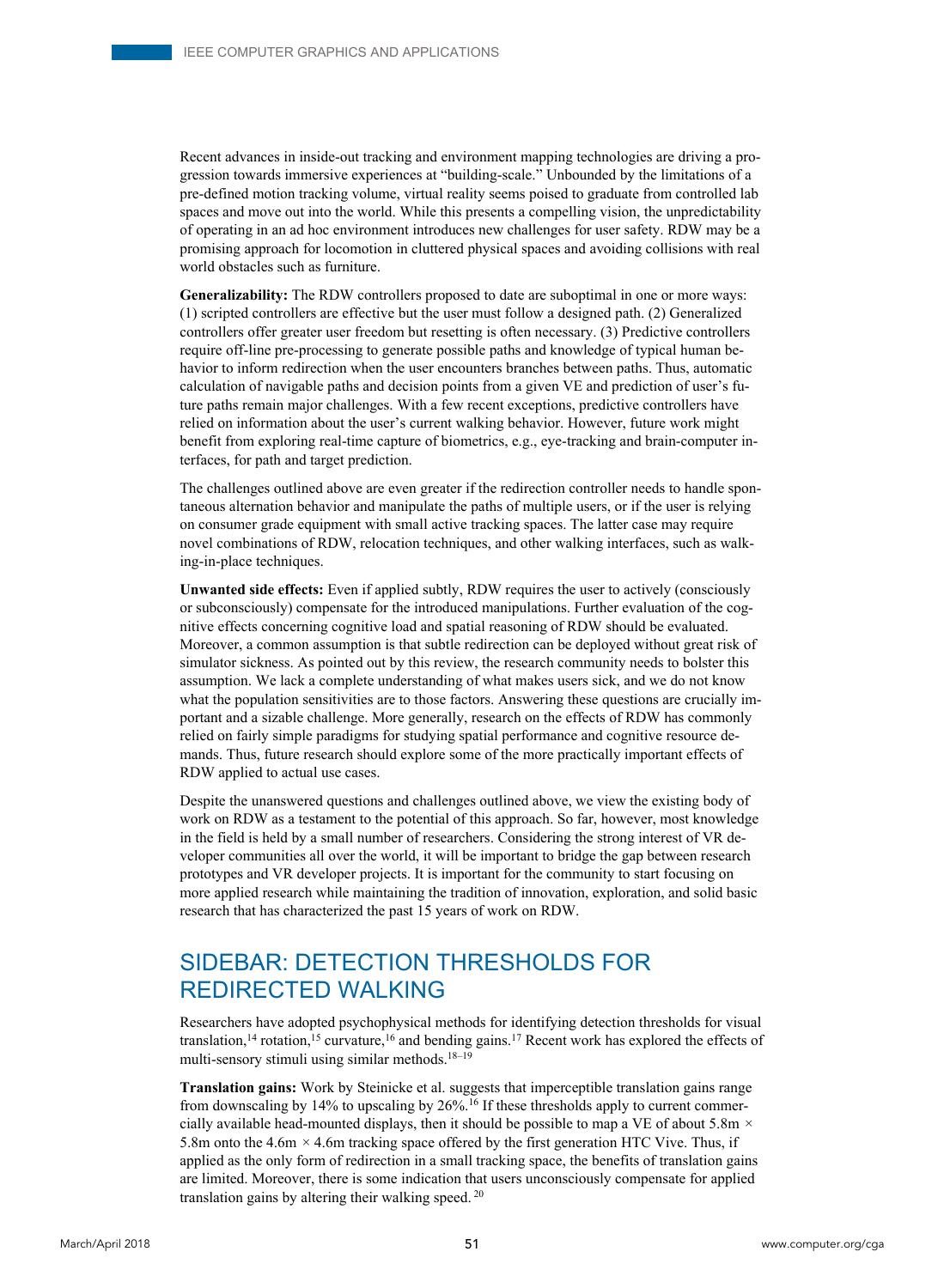Recent advances in inside-out tracking and environment mapping technologies are driving a progression towards immersive experiences at "building-scale." Unbounded by the limitations of a pre-defined motion tracking volume, virtual reality seems poised to graduate from controlled lab spaces and move out into the world. While this presents a compelling vision, the unpredictability of operating in an ad hoc environment introduces new challenges for user safety. RDW may be a promising approach for locomotion in cluttered physical spaces and avoiding collisions with real world obstacles such as furniture.

**Generalizability:** The RDW controllers proposed to date are suboptimal in one or more ways: (1) scripted controllers are effective but the user must follow a designed path. (2) Generalized controllers offer greater user freedom but resetting is often necessary. (3) Predictive controllers require off-line pre-processing to generate possible paths and knowledge of typical human behavior to inform redirection when the user encounters branches between paths. Thus, automatic calculation of navigable paths and decision points from a given VE and prediction of user's future paths remain major challenges. With a few recent exceptions, predictive controllers have relied on information about the user's current walking behavior. However, future work might benefit from exploring real-time capture of biometrics, e.g., eye-tracking and brain-computer interfaces, for path and target prediction.

The challenges outlined above are even greater if the redirection controller needs to handle spontaneous alternation behavior and manipulate the paths of multiple users, or if the user is relying on consumer grade equipment with small active tracking spaces. The latter case may require novel combinations of RDW, relocation techniques, and other walking interfaces, such as walking-in-place techniques.

**Unwanted side effects:** Even if applied subtly, RDW requires the user to actively (consciously or subconsciously) compensate for the introduced manipulations. Further evaluation of the cognitive effects concerning cognitive load and spatial reasoning of RDW should be evaluated. Moreover, a common assumption is that subtle redirection can be deployed without great risk of simulator sickness. As pointed out by this review, the research community needs to bolster this assumption. We lack a complete understanding of what makes users sick, and we do not know what the population sensitivities are to those factors. Answering these questions are crucially important and a sizable challenge. More generally, research on the effects of RDW has commonly relied on fairly simple paradigms for studying spatial performance and cognitive resource demands. Thus, future research should explore some of the more practically important effects of RDW applied to actual use cases.

Despite the unanswered questions and challenges outlined above, we view the existing body of work on RDW as a testament to the potential of this approach. So far, however, most knowledge in the field is held by a small number of researchers. Considering the strong interest of VR developer communities all over the world, it will be important to bridge the gap between research prototypes and VR developer projects. It is important for the community to start focusing on more applied research while maintaining the tradition of innovation, exploration, and solid basic research that has characterized the past 15 years of work on RDW.

## SIDEBAR: DETECTION THRESHOLDS FOR REDIRECTED WALKING

Researchers have adopted psychophysical methods for identifying detection thresholds for visual translation,[14] rotation,[15] curvature,[16] and bending gains.[17] Recent work has explored the effects of multi-sensory stimuli using similar methods.[18–19]

**Translation gains:** Work by Steinicke et al. suggests that imperceptible translation gains range from downscaling by 14% to upscaling by 26%.[16] If these thresholds apply to current commercially available head-mounted displays, then it should be possible to map a VE of about 5.8m × 5.8m onto the 4.6m × 4.6m tracking space offered by the first generation HTC Vive. Thus, if applied as the only form of redirection in a small tracking space, the benefits of translation gains are limited. Moreover, there is some indication that users unconsciously compensate for applied translation gains by altering their walking speed.[20]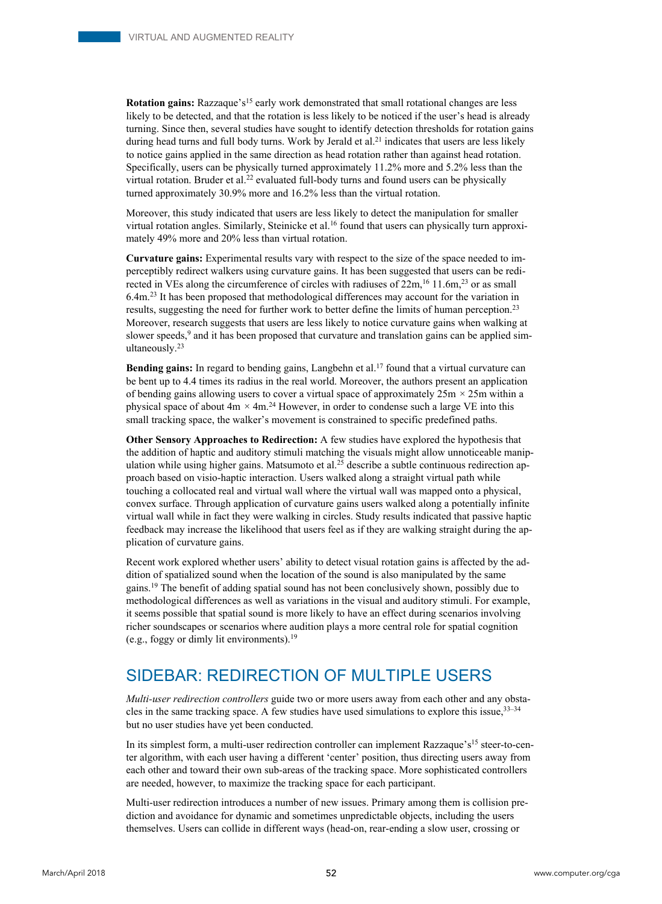**Rotation gains:** Razzaque's[15] early work demonstrated that small rotational changes are less likely to be detected, and that the rotation is less likely to be noticed if the user's head is already turning. Since then, several studies have sought to identify detection thresholds for rotation gains during head turns and full body turns. Work by Jerald et al.[21] indicates that users are less likely to notice gains applied in the same direction as head rotation rather than against head rotation. Specifically, users can be physically turned approximately 11.2% more and 5.2% less than the virtual rotation. Bruder et al.[22] evaluated full-body turns and found users can be physically turned approximately 30.9% more and 16.2% less than the virtual rotation.

Moreover, this study indicated that users are less likely to detect the manipulation for smaller virtual rotation angles. Similarly, Steinicke et al.[16] found that users can physically turn approximately 49% more and 20% less than virtual rotation.

**Curvature gains:** Experimental results vary with respect to the size of the space needed to imperceptibly redirect walkers using curvature gains. It has been suggested that users can be redirected in VEs along the circumference of circles with radiuses of 22m,[16] 11.6m,[23] or as small 6.4m.[23] It has been proposed that methodological differences may account for the variation in results, suggesting the need for further work to better define the limits of human perception.[23] Moreover, research suggests that users are less likely to notice curvature gains when walking at slower speeds,[9] and it has been proposed that curvature and translation gains can be applied simultaneously.[23]

**Bending gains:** In regard to bending gains, Langbehn et al.[17] found that a virtual curvature can be bent up to 4.4 times its radius in the real world. Moreover, the authors present an application of bending gains allowing users to cover a virtual space of approximately 25m × 25m within a physical space of about 4m × 4m.[24] However, in order to condense such a large VE into this small tracking space, the walker's movement is constrained to specific predefined paths.

**Other Sensory Approaches to Redirection:** A few studies have explored the hypothesis that the addition of haptic and auditory stimuli matching the visuals might allow unnoticeable manipulation while using higher gains. Matsumoto et al.[25] describe a subtle continuous redirection approach based on visio-haptic interaction. Users walked along a straight virtual path while touching a collocated real and virtual wall where the virtual wall was mapped onto a physical, convex surface. Through application of curvature gains users walked along a potentially infinite virtual wall while in fact they were walking in circles. Study results indicated that passive haptic feedback may increase the likelihood that users feel as if they are walking straight during the application of curvature gains.

Recent work explored whether users' ability to detect visual rotation gains is affected by the addition of spatialized sound when the location of the sound is also manipulated by the same gains.[19] The benefit of adding spatial sound has not been conclusively shown, possibly due to methodological differences as well as variations in the visual and auditory stimuli. For example, it seems possible that spatial sound is more likely to have an effect during scenarios involving richer soundscapes or scenarios where audition plays a more central role for spatial cognition (e.g., foggy or dimly lit environments).[19]

## SIDEBAR: REDIRECTION OF MULTIPLE USERS

*Multi-user redirection controllers* guide two or more users away from each other and any obstacles in the same tracking space. A few studies have used simulations to explore this issue,[33–34] but no user studies have yet been conducted.

In its simplest form, a multi-user redirection controller can implement Razzaque's[15] steer-to-center algorithm, with each user having a different 'center' position, thus directing users away from each other and toward their own sub-areas of the tracking space. More sophisticated controllers are needed, however, to maximize the tracking space for each participant.

Multi-user redirection introduces a number of new issues. Primary among them is collision prediction and avoidance for dynamic and sometimes unpredictable objects, including the users themselves. Users can collide in different ways (head-on, rear-ending a slow user, crossing or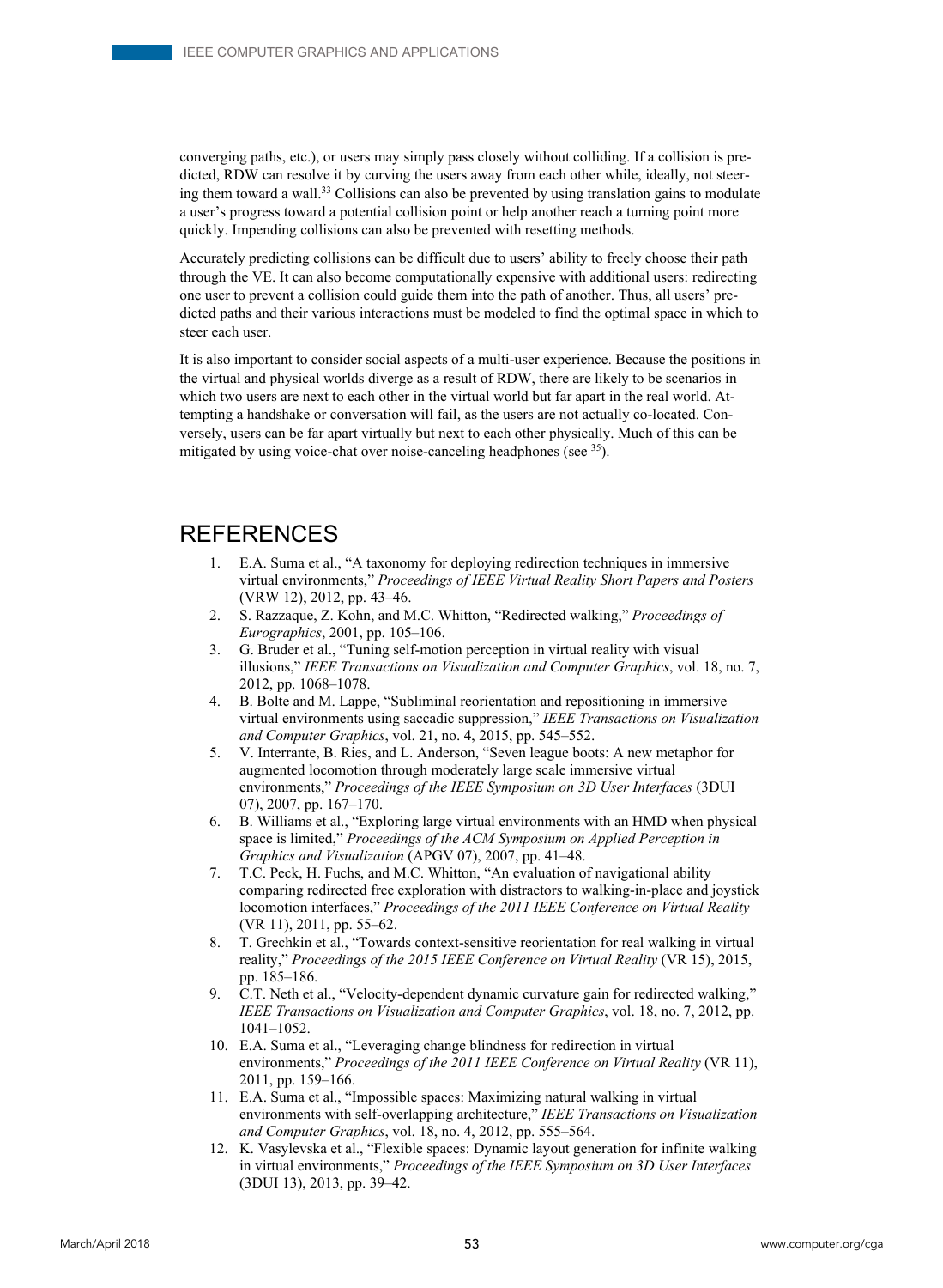converging paths, etc.), or users may simply pass closely without colliding. If a collision is predicted, RDW can resolve it by curving the users away from each other while, ideally, not steering them toward a wall.[33] Collisions can also be prevented by using translation gains to modulate a user's progress toward a potential collision point or help another reach a turning point more quickly. Impending collisions can also be prevented with resetting methods.

Accurately predicting collisions can be difficult due to users' ability to freely choose their path through the VE. It can also become computationally expensive with additional users: redirecting one user to prevent a collision could guide them into the path of another. Thus, all users' predicted paths and their various interactions must be modeled to find the optimal space in which to steer each user.

It is also important to consider social aspects of a multi-user experience. Because the positions in the virtual and physical worlds diverge as a result of RDW, there are likely to be scenarios in which two users are next to each other in the virtual world but far apart in the real world. Attempting a handshake or conversation will fail, as the users are not actually co-located. Conversely, users can be far apart virtually but next to each other physically. Much of this can be mitigated by using voice-chat over noise-canceling headphones (see [35]).

# REFERENCES

1. E.A. Suma et al., "A taxonomy for deploying redirection techniques in immersive virtual environments," *Proceedings of IEEE Virtual Reality Short Papers and Posters* (VRW 12), 2012, pp. 43–46.
2. S. Razzaque, Z. Kohn, and M.C. Whitton, "Redirected walking," *Proceedings of Eurographics*, 2001, pp. 105–106.
3. G. Bruder et al., "Tuning self-motion perception in virtual reality with visual illusions," *IEEE Transactions on Visualization and Computer Graphics*, vol. 18, no. 7, 2012, pp. 1068–1078.
4. B. Bolte and M. Lappe, "Subliminal reorientation and repositioning in immersive virtual environments using saccadic suppression," *IEEE Transactions on Visualization and Computer Graphics*, vol. 21, no. 4, 2015, pp. 545–552.
5. V. Interrante, B. Ries, and L. Anderson, "Seven league boots: A new metaphor for augmented locomotion through moderately large scale immersive virtual environments," *Proceedings of the IEEE Symposium on 3D User Interfaces* (3DUI 07), 2007, pp. 167–170.
6. B. Williams et al., "Exploring large virtual environments with an HMD when physical space is limited," *Proceedings of the ACM Symposium on Applied Perception in Graphics and Visualization* (APGV 07), 2007, pp. 41–48.
7. T.C. Peck, H. Fuchs, and M.C. Whitton, "An evaluation of navigational ability comparing redirected free exploration with distractors to walking-in-place and joystick locomotion interfaces," *Proceedings of the 2011 IEEE Conference on Virtual Reality* (VR 11), 2011, pp. 55–62.
8. T. Grechkin et al., "Towards context-sensitive reorientation for real walking in virtual reality," *Proceedings of the 2015 IEEE Conference on Virtual Reality* (VR 15), 2015, pp. 185–186.
9. C.T. Neth et al., "Velocity-dependent dynamic curvature gain for redirected walking," *IEEE Transactions on Visualization and Computer Graphics*, vol. 18, no. 7, 2012, pp. 1041–1052.
10. E.A. Suma et al., "Leveraging change blindness for redirection in virtual environments," *Proceedings of the 2011 IEEE Conference on Virtual Reality* (VR 11), 2011, pp. 159–166.
11. E.A. Suma et al., "Impossible spaces: Maximizing natural walking in virtual environments with self-overlapping architecture," *IEEE Transactions on Visualization and Computer Graphics*, vol. 18, no. 4, 2012, pp. 555–564.
12. K. Vasylevska et al., "Flexible spaces: Dynamic layout generation for infinite walking in virtual environments," *Proceedings of the IEEE Symposium on 3D User Interfaces* (3DUI 13), 2013, pp. 39–42.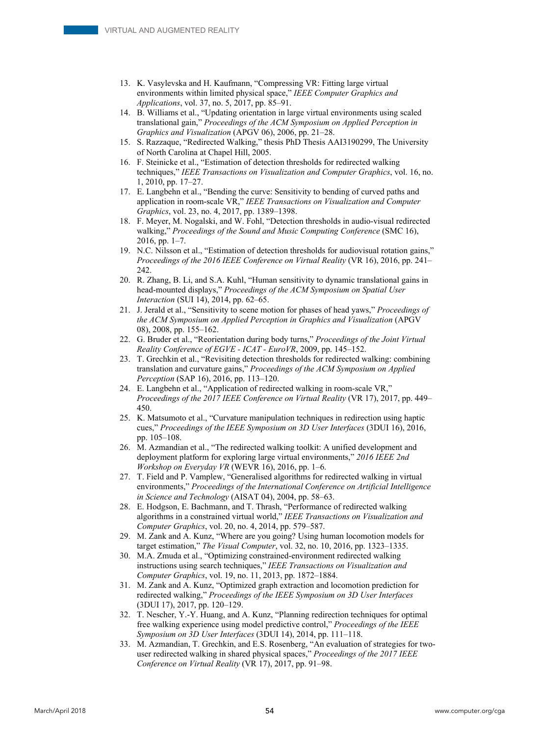13. K. Vasylevska and H. Kaufmann, "Compressing VR: Fitting large virtual environments within limited physical space," *IEEE Computer Graphics and Applications*, vol. 37, no. 5, 2017, pp. 85–91.
14. B. Williams et al., "Updating orientation in large virtual environments using scaled translational gain," *Proceedings of the ACM Symposium on Applied Perception in Graphics and Visualization* (APGV 06), 2006, pp. 21–28.
15. S. Razzaque, "Redirected Walking," thesis PhD Thesis AAI3190299, The University of North Carolina at Chapel Hill, 2005.
16. F. Steinicke et al., "Estimation of detection thresholds for redirected walking techniques," *IEEE Transactions on Visualization and Computer Graphics*, vol. 16, no. 1, 2010, pp. 17–27.
17. E. Langbehn et al., "Bending the curve: Sensitivity to bending of curved paths and application in room-scale VR," *IEEE Transactions on Visualization and Computer Graphics*, vol. 23, no. 4, 2017, pp. 1389–1398.
18. F. Meyer, M. Nogalski, and W. Fohl, "Detection thresholds in audio-visual redirected walking," *Proceedings of the Sound and Music Computing Conference* (SMC 16), 2016, pp. 1–7.
19. N.C. Nilsson et al., "Estimation of detection thresholds for audiovisual rotation gains," *Proceedings of the 2016 IEEE Conference on Virtual Reality* (VR 16), 2016, pp. 241–242.
20. R. Zhang, B. Li, and S.A. Kuhl, "Human sensitivity to dynamic translational gains in head-mounted displays," *Proceedings of the ACM Symposium on Spatial User Interaction* (SUI 14), 2014, pp. 62–65.
21. J. Jerald et al., "Sensitivity to scene motion for phases of head yaws," *Proceedings of the ACM Symposium on Applied Perception in Graphics and Visualization* (APGV 08), 2008, pp. 155–162.
22. G. Bruder et al., "Reorientation during body turns," *Proceedings of the Joint Virtual Reality Conference of EGVE - ICAT - EuroVR*, 2009, pp. 145–152.
23. T. Grechkin et al., "Revisiting detection thresholds for redirected walking: combining translation and curvature gains," *Proceedings of the ACM Symposium on Applied Perception* (SAP 16), 2016, pp. 113–120.
24. E. Langbehn et al., "Application of redirected walking in room-scale VR," *Proceedings of the 2017 IEEE Conference on Virtual Reality* (VR 17), 2017, pp. 449–450.
25. K. Matsumoto et al., "Curvature manipulation techniques in redirection using haptic cues," *Proceedings of the IEEE Symposium on 3D User Interfaces* (3DUI 16), 2016, pp. 105–108.
26. M. Azmandian et al., "The redirected walking toolkit: A unified development and deployment platform for exploring large virtual environments," *2016 IEEE 2nd Workshop on Everyday VR* (WEVR 16), 2016, pp. 1–6.
27. T. Field and P. Vamplew, "Generalised algorithms for redirected walking in virtual environments," *Proceedings of the International Conference on Artificial Intelligence in Science and Technology* (AISAT 04), 2004, pp. 58–63.
28. E. Hodgson, E. Bachmann, and T. Thrash, "Performance of redirected walking algorithms in a constrained virtual world," *IEEE Transactions on Visualization and Computer Graphics*, vol. 20, no. 4, 2014, pp. 579–587.
29. M. Zank and A. Kunz, "Where are you going? Using human locomotion models for target estimation," *The Visual Computer*, vol. 32, no. 10, 2016, pp. 1323–1335.
30. M.A. Zmuda et al., "Optimizing constrained-environment redirected walking instructions using search techniques," *IEEE Transactions on Visualization and Computer Graphics*, vol. 19, no. 11, 2013, pp. 1872–1884.
31. M. Zank and A. Kunz, "Optimized graph extraction and locomotion prediction for redirected walking," *Proceedings of the IEEE Symposium on 3D User Interfaces* (3DUI 17), 2017, pp. 120–129.
32. T. Nescher, Y.-Y. Huang, and A. Kunz, "Planning redirection techniques for optimal free walking experience using model predictive control," *Proceedings of the IEEE Symposium on 3D User Interfaces* (3DUI 14), 2014, pp. 111–118.
33. M. Azmandian, T. Grechkin, and E.S. Rosenberg, "An evaluation of strategies for two-user redirected walking in shared physical spaces," *Proceedings of the 2017 IEEE Conference on Virtual Reality* (VR 17), 2017, pp. 91–98.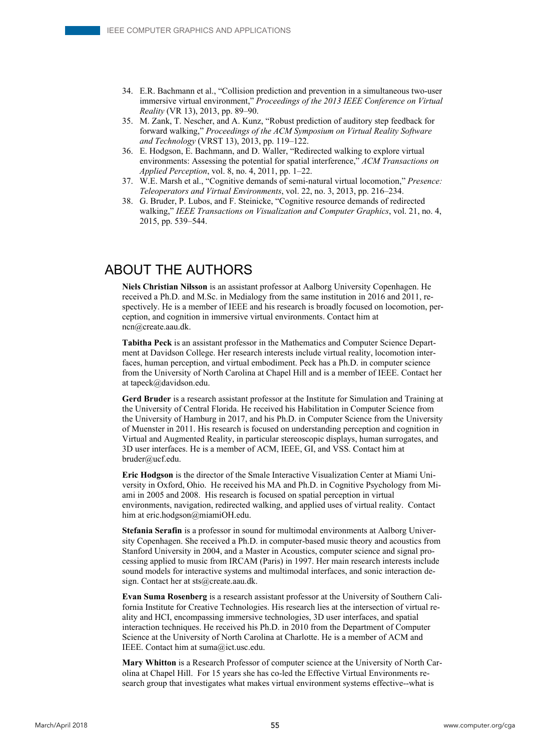34. E.R. Bachmann et al., "Collision prediction and prevention in a simultaneous two-user immersive virtual environment," *Proceedings of the 2013 IEEE Conference on Virtual Reality* (VR 13), 2013, pp. 89–90.
35. M. Zank, T. Nescher, and A. Kunz, "Robust prediction of auditory step feedback for forward walking," *Proceedings of the ACM Symposium on Virtual Reality Software and Technology* (VRST 13), 2013, pp. 119–122.
36. E. Hodgson, E. Bachmann, and D. Waller, "Redirected walking to explore virtual environments: Assessing the potential for spatial interference," *ACM Transactions on Applied Perception*, vol. 8, no. 4, 2011, pp. 1–22.
37. W.E. Marsh et al., "Cognitive demands of semi-natural virtual locomotion," *Presence: Teleoperators and Virtual Environments*, vol. 22, no. 3, 2013, pp. 216–234.
38. G. Bruder, P. Lubos, and F. Steinicke, "Cognitive resource demands of redirected walking," *IEEE Transactions on Visualization and Computer Graphics*, vol. 21, no. 4, 2015, pp. 539–544.

## ABOUT THE AUTHORS

**Niels Christian Nilsson** is an assistant professor at Aalborg University Copenhagen. He received a Ph.D. and M.Sc. in Medialogy from the same institution in 2016 and 2011, respectively. He is a member of IEEE and his research is broadly focused on locomotion, perception, and cognition in immersive virtual environments. Contact him at ncn@create.aau.dk.

**Tabitha Peck** is an assistant professor in the Mathematics and Computer Science Department at Davidson College. Her research interests include virtual reality, locomotion interfaces, human perception, and virtual embodiment. Peck has a Ph.D. in computer science from the University of North Carolina at Chapel Hill and is a member of IEEE. Contact her at tapeck@davidson.edu.

**Gerd Bruder** is a research assistant professor at the Institute for Simulation and Training at the University of Central Florida. He received his Habilitation in Computer Science from the University of Hamburg in 2017, and his Ph.D. in Computer Science from the University of Muenster in 2011. His research is focused on understanding perception and cognition in Virtual and Augmented Reality, in particular stereoscopic displays, human surrogates, and 3D user interfaces. He is a member of ACM, IEEE, GI, and VSS. Contact him at bruder@ucf.edu.

**Eric Hodgson** is the director of the Smale Interactive Visualization Center at Miami University in Oxford, Ohio. He received his MA and Ph.D. in Cognitive Psychology from Miami in 2005 and 2008. His research is focused on spatial perception in virtual environments, navigation, redirected walking, and applied uses of virtual reality. Contact him at eric.hodgson@miamiOH.edu.

**Stefania Serafin** is a professor in sound for multimodal environments at Aalborg University Copenhagen. She received a Ph.D. in computer-based music theory and acoustics from Stanford University in 2004, and a Master in Acoustics, computer science and signal processing applied to music from IRCAM (Paris) in 1997. Her main research interests include sound models for interactive systems and multimodal interfaces, and sonic interaction design. Contact her at sts@create.aau.dk.

**Evan Suma Rosenberg** is a research assistant professor at the University of Southern California Institute for Creative Technologies. His research lies at the intersection of virtual reality and HCI, encompassing immersive technologies, 3D user interfaces, and spatial interaction techniques. He received his Ph.D. in 2010 from the Department of Computer Science at the University of North Carolina at Charlotte. He is a member of ACM and IEEE. Contact him at suma@ict.usc.edu.

**Mary Whitton** is a Research Professor of computer science at the University of North Carolina at Chapel Hill. For 15 years she has co-led the Effective Virtual Environments research group that investigates what makes virtual environment systems effective--what is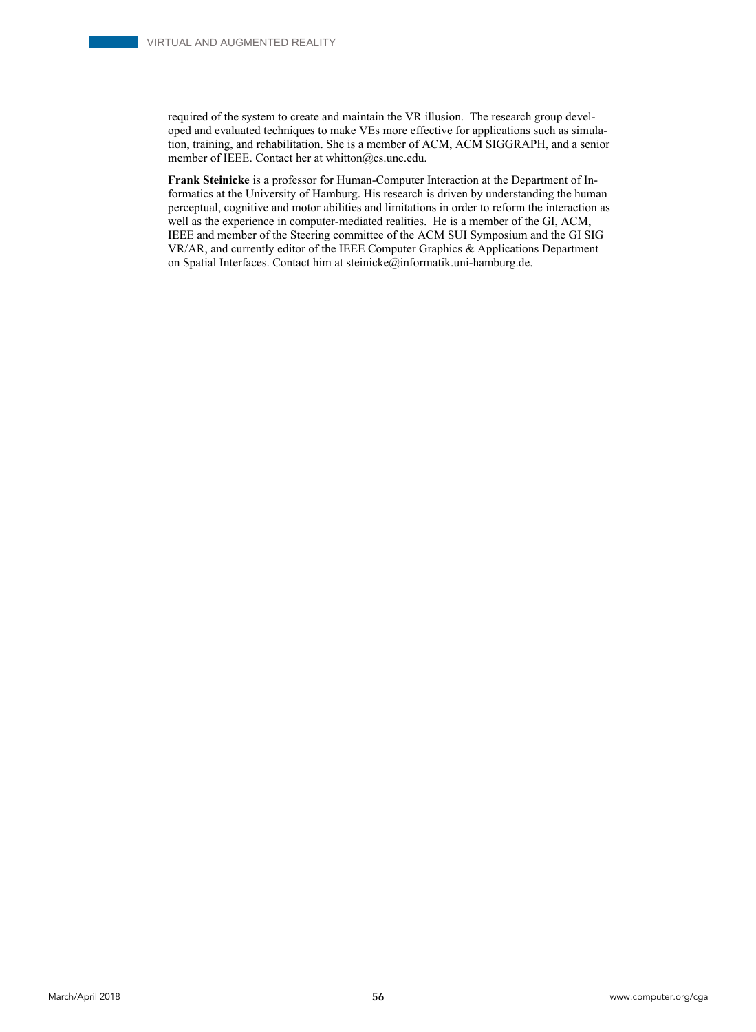required of the system to create and maintain the VR illusion. The research group developed and evaluated techniques to make VEs more effective for applications such as simulation, training, and rehabilitation. She is a member of ACM, ACM SIGGRAPH, and a senior member of IEEE. Contact her at whitton@cs.unc.edu.

**Frank Steinicke** is a professor for Human-Computer Interaction at the Department of Informatics at the University of Hamburg. His research is driven by understanding the human perceptual, cognitive and motor abilities and limitations in order to reform the interaction as well as the experience in computer-mediated realities. He is a member of the GI, ACM, IEEE and member of the Steering committee of the ACM SUI Symposium and the GI SIG VR/AR, and currently editor of the IEEE Computer Graphics & Applications Department on Spatial Interfaces. Contact him at steinicke@informatik.uni-hamburg.de.